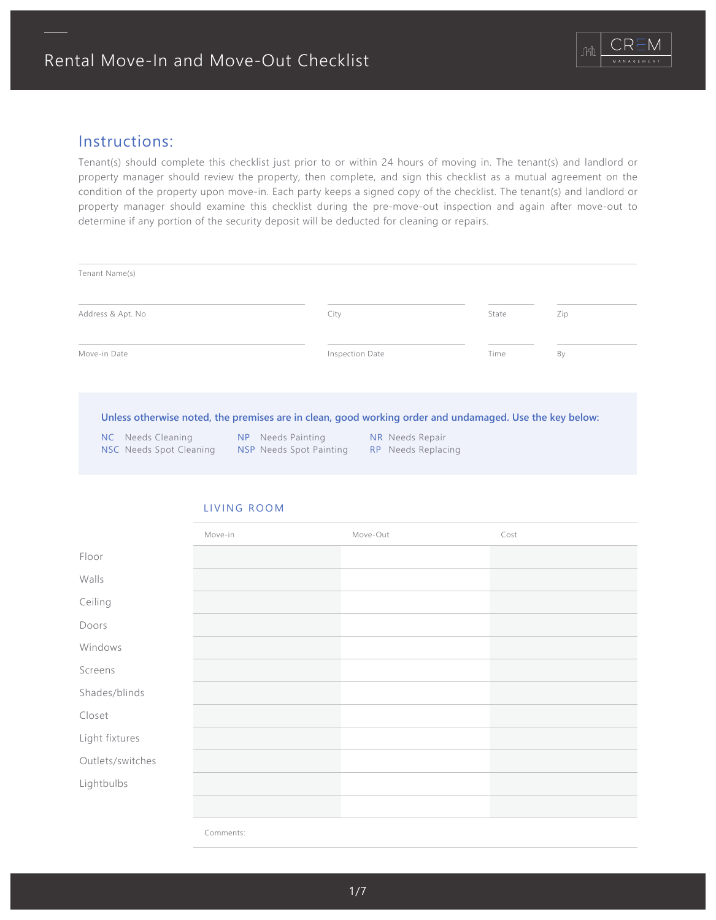# Rental Move-In and Move-Out Checklist

CREM MANAGEMENT

## Instructions:

Tenant(s) should complete this checklist just prior to or within 24 hours of moving in. The tenant(s) and landlord or property manager should review the property, then complete, and sign this checklist as a mutual agreement on the condition of the property upon move-in. Each party keeps a signed copy of the checklist. The tenant(s) and landlord or property manager should examine this checklist during the pre-move-out inspection and again after move-out to determine if any portion of the security deposit will be deducted for cleaning or repairs.

Tenant Name(s)

| Address & Apt. No | City | State | Zip |
|---|---|---|---|
| | | | |

| Move-in Date | Inspection Date | Time | By |
|---|---|---|---|
| | | | |

**Unless otherwise noted, the premises are in clean, good working order and undamaged. Use the key below:**

| | | |
|---|---|---|
| NC Needs Cleaning | NP Needs Painting | NR Needs Repair |
| NSC Needs Spot Cleaning | NSP Needs Spot Painting | RP Needs Replacing |

### LIVING ROOM

| | Move-in | Move-Out | Cost |
|---|---|---|---|
| Floor | | | |
| Walls | | | |
| Ceiling | | | |
| Doors | | | |
| Windows | | | |
| Screens | | | |
| Shades/blinds | | | |
| Closet | | | |
| Light fixtures | | | |
| Outlets/switches | | | |
| Lightbulbs | | | |
| | | | |

Comments: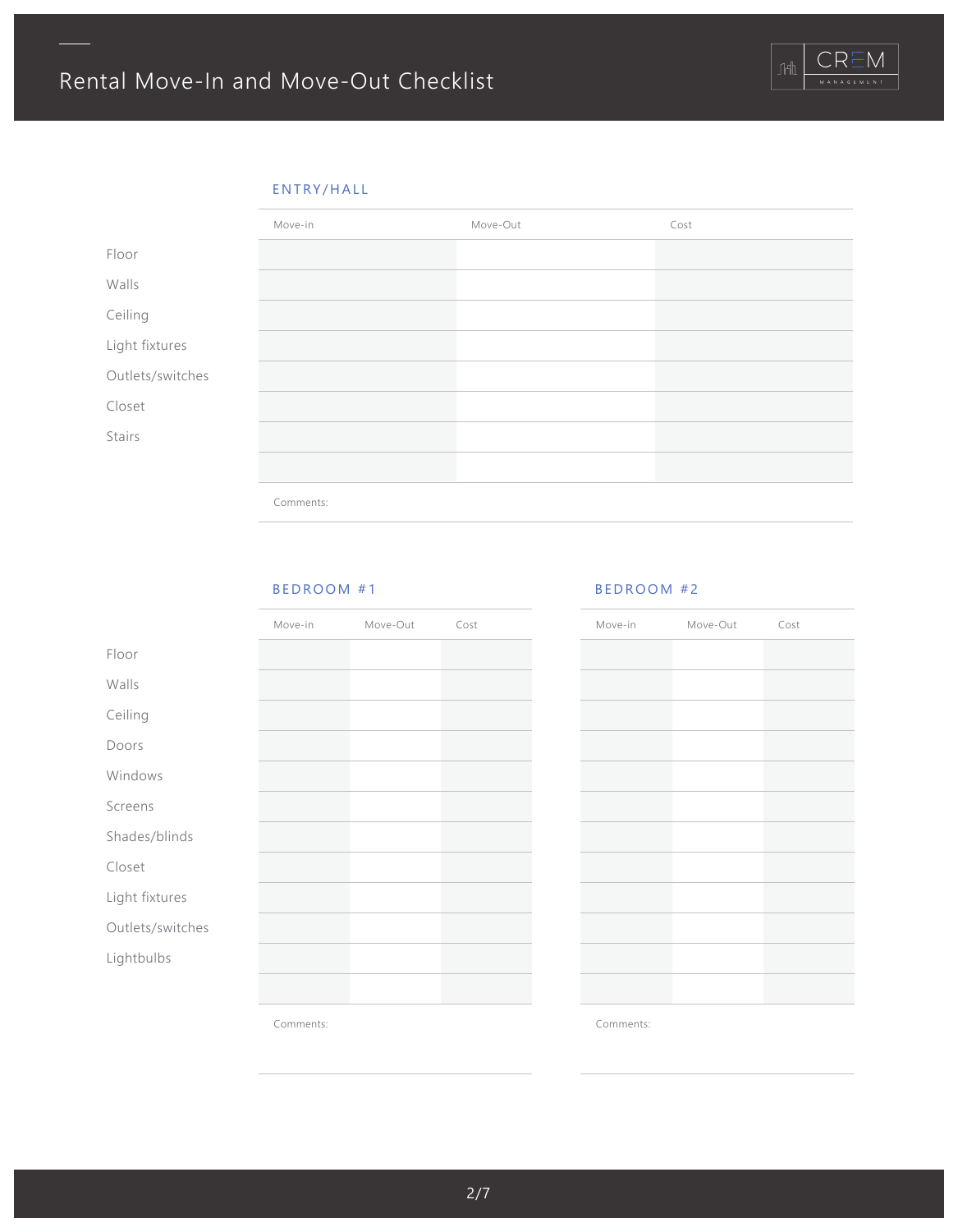# Rental Move-In and Move-Out Checklist

## ENTRY/HALL

| | Move-in | Move-Out | Cost |
|---|---|---|---|
| Floor | | | |
| Walls | | | |
| Ceiling | | | |
| Light fixtures | | | |
| Outlets/switches | | | |
| Closet | | | |
| Stairs | | | |
| | | | |

Comments:

## BEDROOM #1

| | Move-in | Move-Out | Cost |
|---|---|---|---|
| Floor | | | |
| Walls | | | |
| Ceiling | | | |
| Doors | | | |
| Windows | | | |
| Screens | | | |
| Shades/blinds | | | |
| Closet | | | |
| Light fixtures | | | |
| Outlets/switches | | | |
| Lightbulbs | | | |
| | | | |

Comments:

## BEDROOM #2

| | Move-in | Move-Out | Cost |
|---|---|---|---|
| Floor | | | |
| Walls | | | |
| Ceiling | | | |
| Doors | | | |
| Windows | | | |
| Screens | | | |
| Shades/blinds | | | |
| Closet | | | |
| Light fixtures | | | |
| Outlets/switches | | | |
| Lightbulbs | | | |
| | | | |

Comments: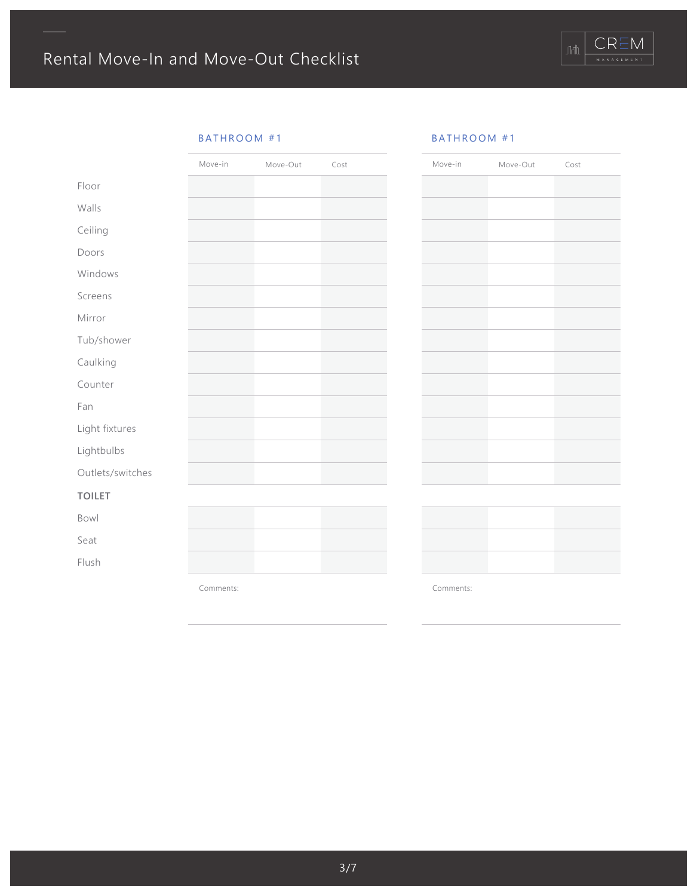# Rental Move-In and Move-Out Checklist

## BATHROOM #1

| | Move-in | Move-Out | Cost |
|---|---|---|---|
| Floor | | | |
| Walls | | | |
| Ceiling | | | |
| Doors | | | |
| Windows | | | |
| Screens | | | |
| Mirror | | | |
| Tub/shower | | | |
| Caulking | | | |
| Counter | | | |
| Fan | | | |
| Light fixtures | | | |
| Lightbulbs | | | |
| Outlets/switches | | | |
| **TOILET** | | | |
| Bowl | | | |
| Seat | | | |
| Flush | | | |

Comments:

## BATHROOM #1

| | Move-in | Move-Out | Cost |
|---|---|---|---|
| Floor | | | |
| Walls | | | |
| Ceiling | | | |
| Doors | | | |
| Windows | | | |
| Screens | | | |
| Mirror | | | |
| Tub/shower | | | |
| Caulking | | | |
| Counter | | | |
| Fan | | | |
| Light fixtures | | | |
| Lightbulbs | | | |
| Outlets/switches | | | |
| **TOILET** | | | |
| Bowl | | | |
| Seat | | | |
| Flush | | | |

Comments: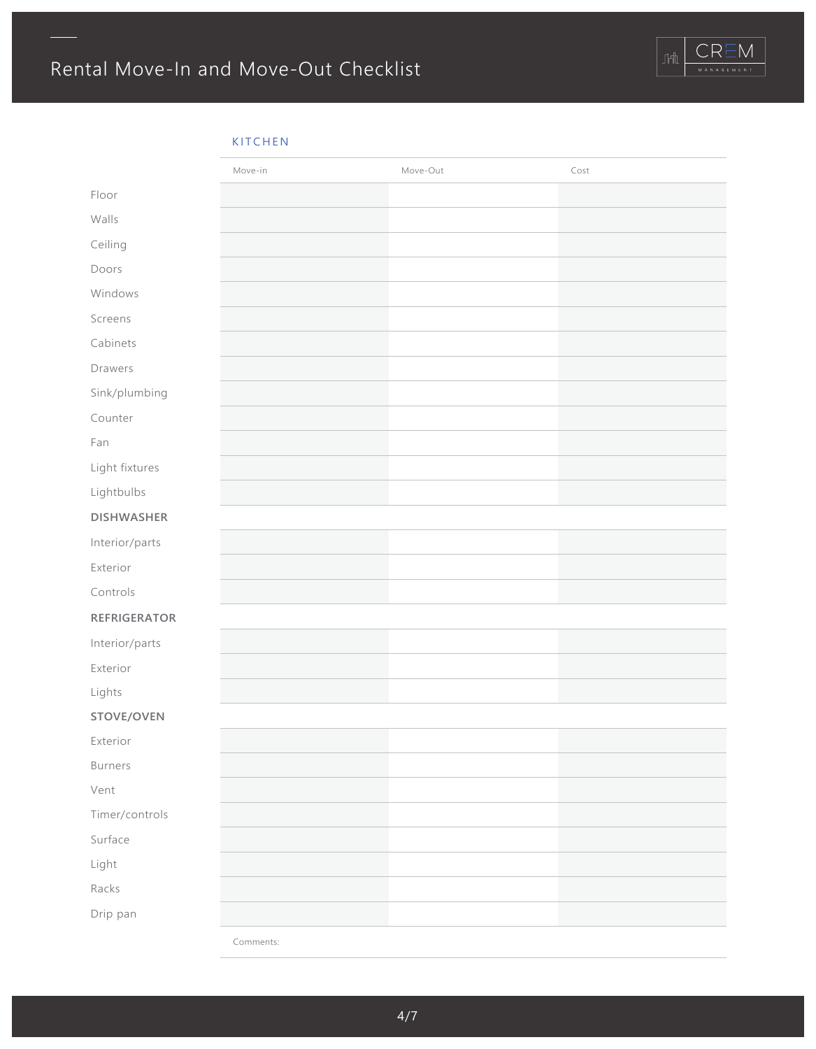# Rental Move-In and Move-Out Checklist

## KITCHEN

| | Move-in | Move-Out | Cost |
|---|---|---|---|
| Floor | | | |
| Walls | | | |
| Ceiling | | | |
| Doors | | | |
| Windows | | | |
| Screens | | | |
| Cabinets | | | |
| Drawers | | | |
| Sink/plumbing | | | |
| Counter | | | |
| Fan | | | |
| Light fixtures | | | |
| Lightbulbs | | | |
| **DISHWASHER** | | | |
| Interior/parts | | | |
| Exterior | | | |
| Controls | | | |
| **REFRIGERATOR** | | | |
| Interior/parts | | | |
| Exterior | | | |
| Lights | | | |
| **STOVE/OVEN** | | | |
| Exterior | | | |
| Burners | | | |
| Vent | | | |
| Timer/controls | | | |
| Surface | | | |
| Light | | | |
| Racks | | | |
| Drip pan | | | |

Comments: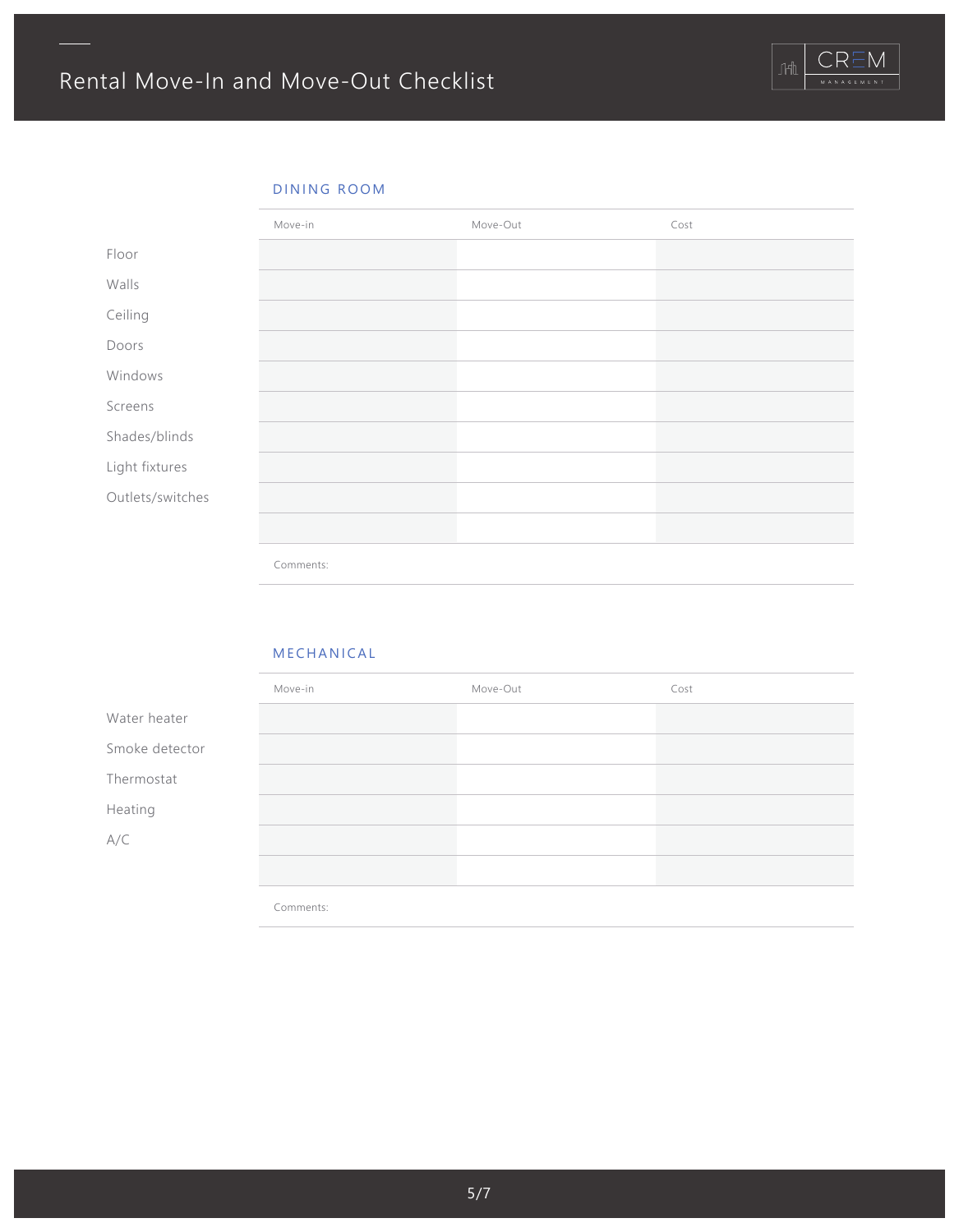# Rental Move-In and Move-Out Checklist

## DINING ROOM

| | Move-in | Move-Out | Cost |
|---|---|---|---|
| Floor | | | |
| Walls | | | |
| Ceiling | | | |
| Doors | | | |
| Windows | | | |
| Screens | | | |
| Shades/blinds | | | |
| Light fixtures | | | |
| Outlets/switches | | | |
| | | | |

Comments:

## MECHANICAL

| | Move-in | Move-Out | Cost |
|---|---|---|---|
| Water heater | | | |
| Smoke detector | | | |
| Thermostat | | | |
| Heating | | | |
| A/C | | | |
| | | | |

Comments: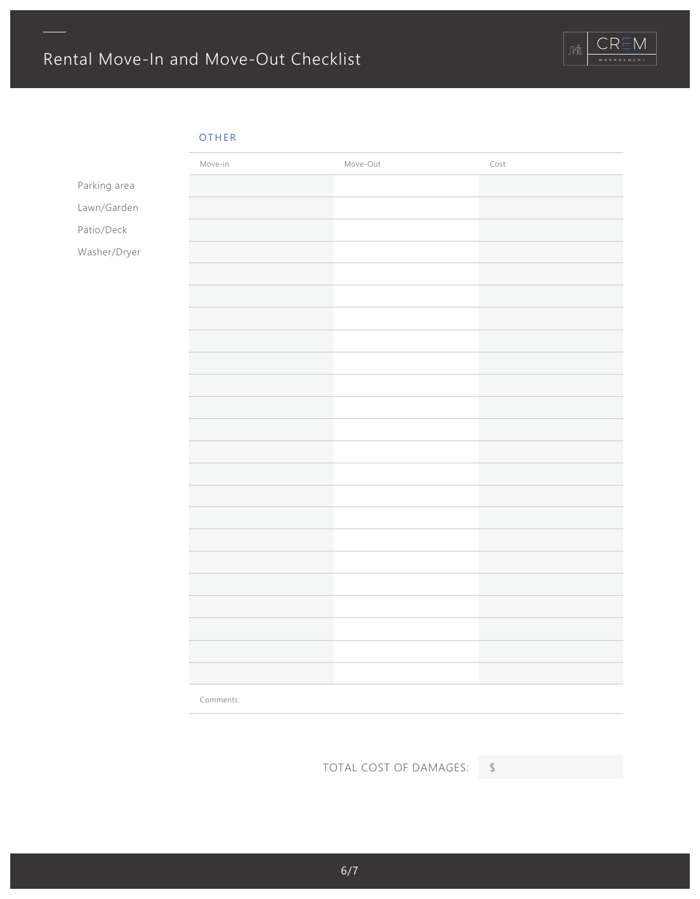# Rental Move-In and Move-Out Checklist

## OTHER

| | Move-in | Move-Out | Cost |
|---|---|---|---|
| Parking area | | | |
| Lawn/Garden | | | |
| Patio/Deck | | | |
| Washer/Dryer | | | |
| | | | |
| | | | |
| | | | |
| | | | |
| | | | |
| | | | |
| | | | |
| | | | |
| | | | |
| | | | |
| | | | |
| | | | |
| | | | |
| | | | |
| | | | |
| | | | |
| | | | |
| | | | |
| | | | |

Comments:

TOTAL COST OF DAMAGES: $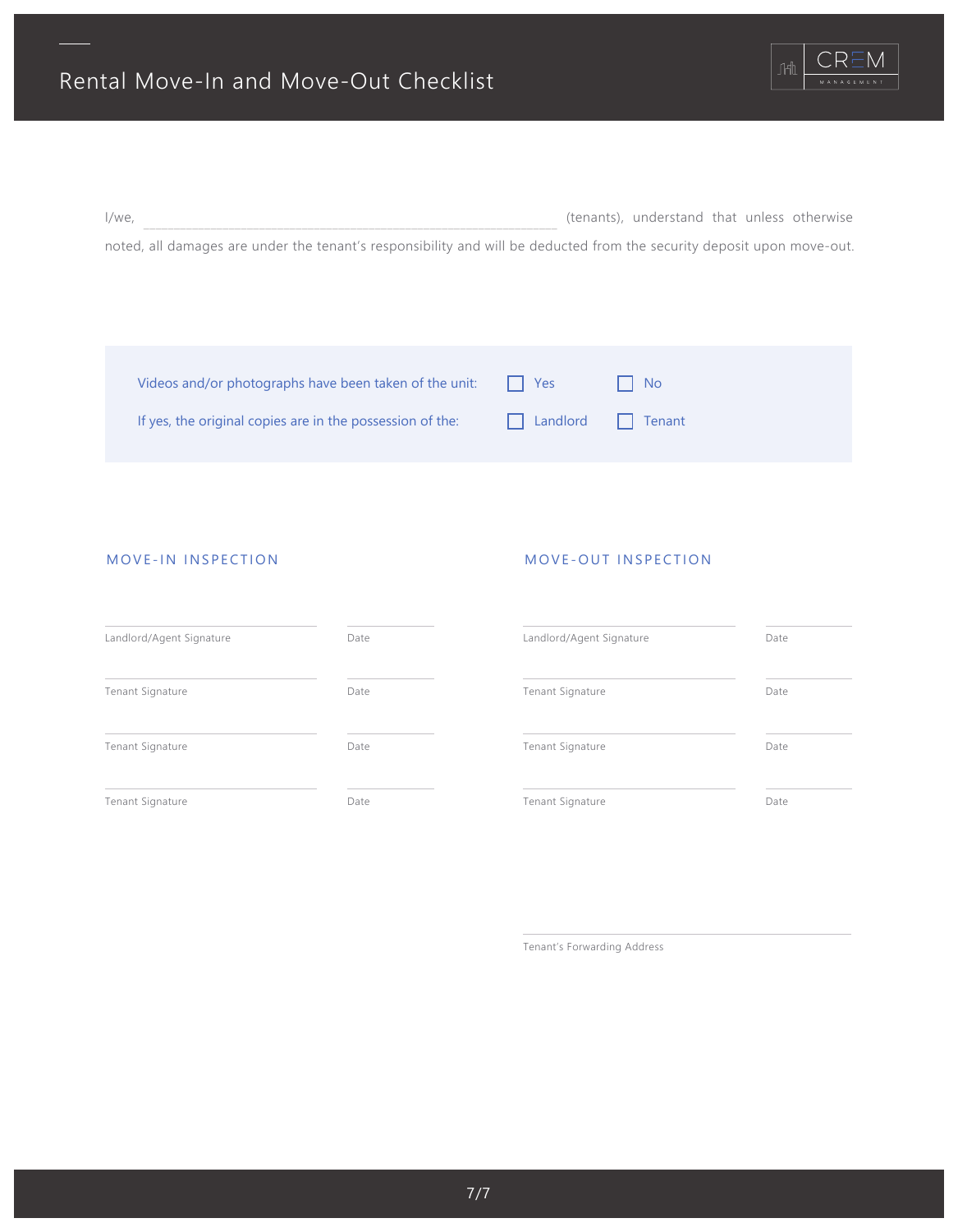I/we, ________________________________________ (tenants), understand that unless otherwise noted, all damages are under the tenant's responsibility and will be deducted from the security deposit upon move-out.

Videos and/or photographs have been taken of the unit: ☐ Yes ☐ No

If yes, the original copies are in the possession of the: ☐ Landlord ☐ Tenant

## MOVE-IN INSPECTION

| | |
|---|---|
| Landlord/Agent Signature | Date |
| Tenant Signature | Date |
| Tenant Signature | Date |
| Tenant Signature | Date |

## MOVE-OUT INSPECTION

| | |
|---|---|
| Landlord/Agent Signature | Date |
| Tenant Signature | Date |
| Tenant Signature | Date |
| Tenant Signature | Date |

Tenant's Forwarding Address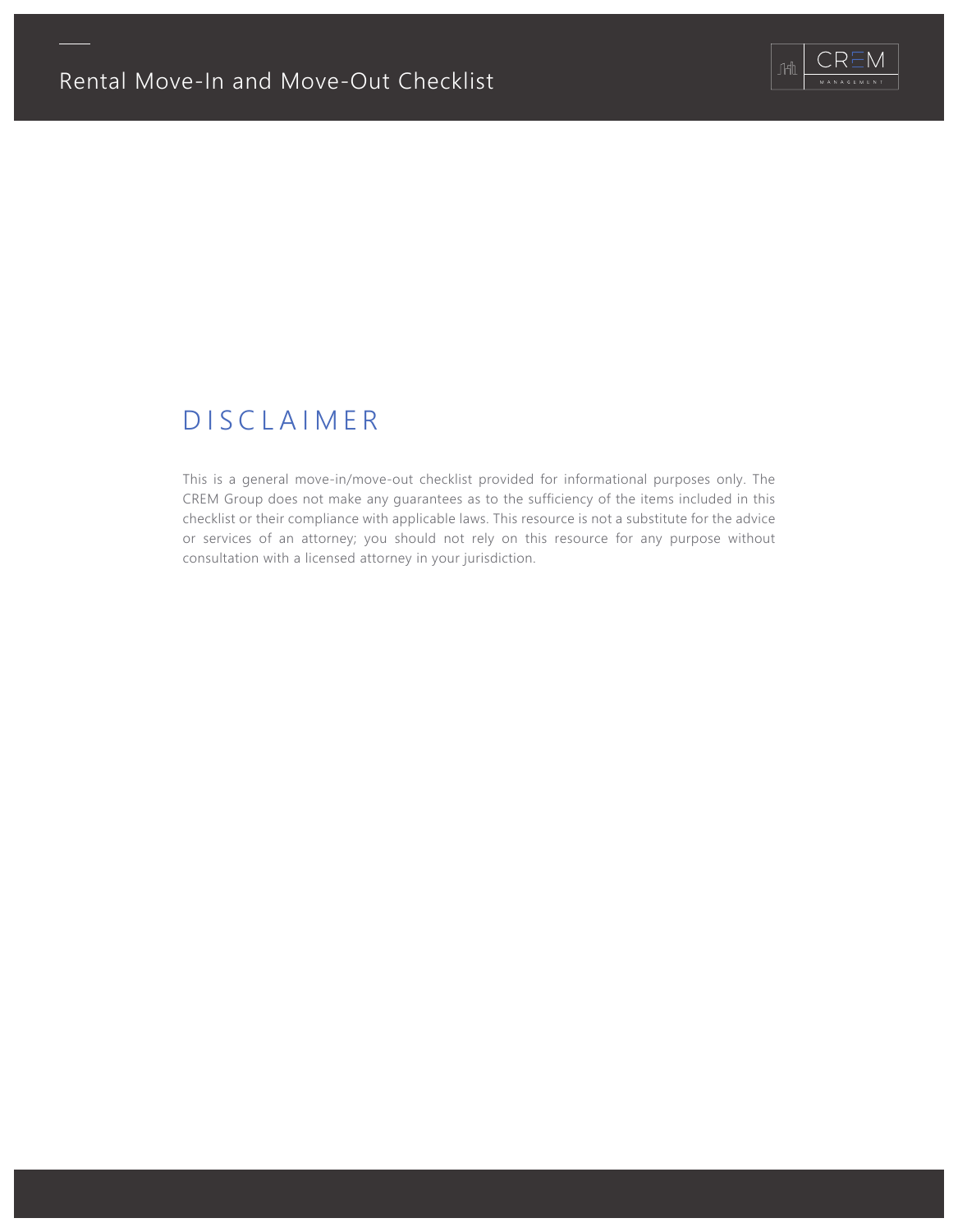# DISCLAIMER

This is a general move-in/move-out checklist provided for informational purposes only. The CREM Group does not make any guarantees as to the sufficiency of the items included in this checklist or their compliance with applicable laws. This resource is not a substitute for the advice or services of an attorney; you should not rely on this resource for any purpose without consultation with a licensed attorney in your jurisdiction.